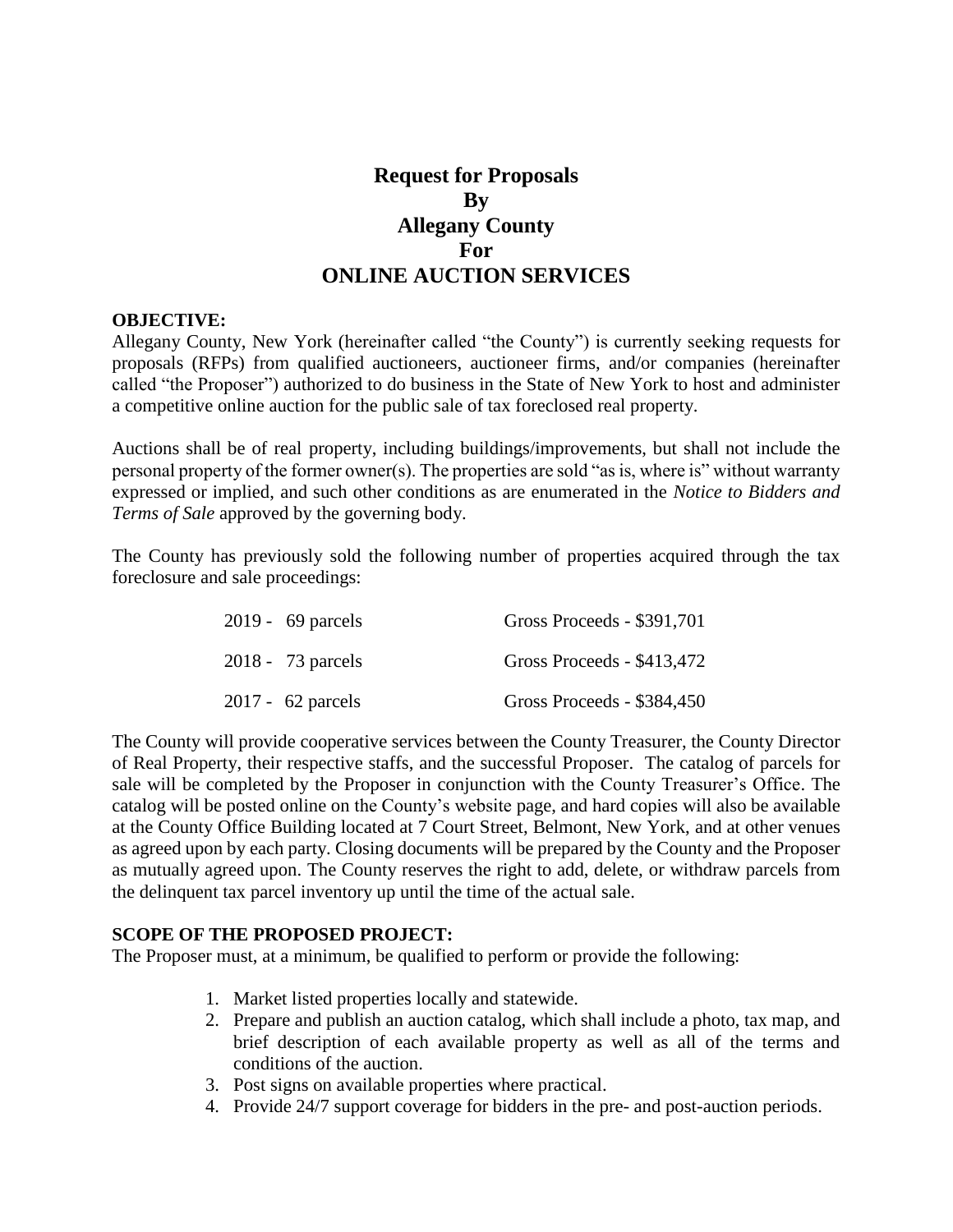# Request for Proposals By Allegany County For ONLINE AUCTION SERVICES

**OBJECTIVE:**

Allegany County, New York (hereinafter called "the County") is currently seeking requests for proposals (RFPs) from qualified auctioneers, auctioneer firms, and/or companies (hereinafter called "the Proposer") authorized to do business in the State of New York to host and administer a competitive online auction for the public sale of tax foreclosed real property.

Auctions shall be of real property, including buildings/improvements, but shall not include the personal property of the former owner(s). The properties are sold "as is, where is" without warranty expressed or implied, and such other conditions as are enumerated in the *Notice to Bidders and Terms of Sale* approved by the governing body.

The County has previously sold the following number of properties acquired through the tax foreclosure and sale proceedings:

| | |
|---|---|
| 2019 - 69 parcels | Gross Proceeds - $391,701 |
| 2018 - 73 parcels | Gross Proceeds - $413,472 |
| 2017 - 62 parcels | Gross Proceeds - $384,450 |

The County will provide cooperative services between the County Treasurer, the County Director of Real Property, their respective staffs, and the successful Proposer. The catalog of parcels for sale will be completed by the Proposer in conjunction with the County Treasurer's Office. The catalog will be posted online on the County's website page, and hard copies will also be available at the County Office Building located at 7 Court Street, Belmont, New York, and at other venues as agreed upon by each party. Closing documents will be prepared by the County and the Proposer as mutually agreed upon. The County reserves the right to add, delete, or withdraw parcels from the delinquent tax parcel inventory up until the time of the actual sale.

**SCOPE OF THE PROPOSED PROJECT:**

The Proposer must, at a minimum, be qualified to perform or provide the following:

1. Market listed properties locally and statewide.
2. Prepare and publish an auction catalog, which shall include a photo, tax map, and brief description of each available property as well as all of the terms and conditions of the auction.
3. Post signs on available properties where practical.
4. Provide 24/7 support coverage for bidders in the pre- and post-auction periods.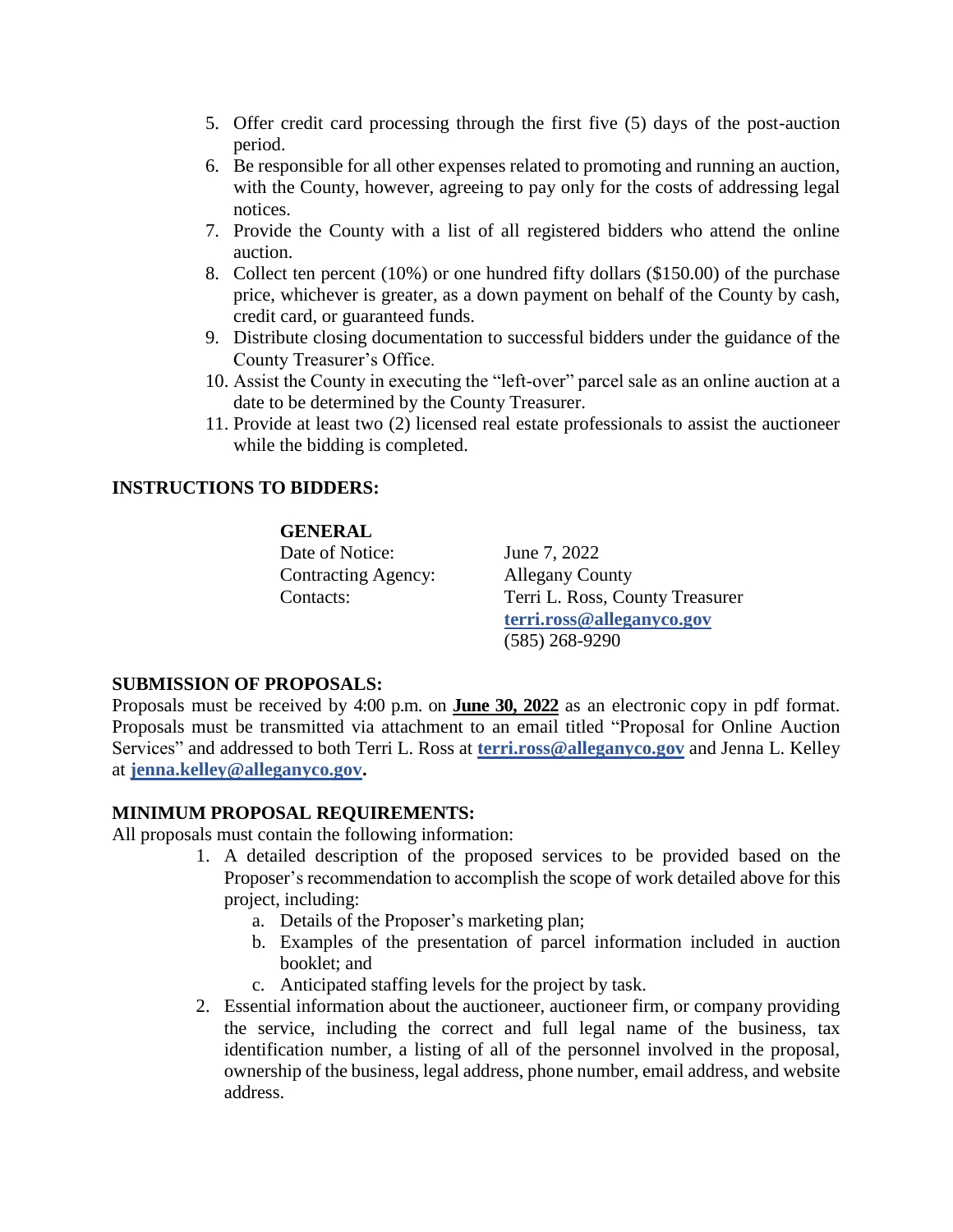5. Offer credit card processing through the first five (5) days of the post-auction period.
6. Be responsible for all other expenses related to promoting and running an auction, with the County, however, agreeing to pay only for the costs of addressing legal notices.
7. Provide the County with a list of all registered bidders who attend the online auction.
8. Collect ten percent (10%) or one hundred fifty dollars ($150.00) of the purchase price, whichever is greater, as a down payment on behalf of the County by cash, credit card, or guaranteed funds.
9. Distribute closing documentation to successful bidders under the guidance of the County Treasurer's Office.
10. Assist the County in executing the "left-over" parcel sale as an online auction at a date to be determined by the County Treasurer.
11. Provide at least two (2) licensed real estate professionals to assist the auctioneer while the bidding is completed.

**INSTRUCTIONS TO BIDDERS:**

**GENERAL**

| | |
|---|---|
| Date of Notice: | June 7, 2022 |
| Contracting Agency: | Allegany County |
| Contacts: | Terri L. Ross, County Treasurer<br>**terri.ross@alleganyco.gov**<br>(585) 268-9290 |

**SUBMISSION OF PROPOSALS:**

Proposals must be received by 4:00 p.m. on **June 30, 2022** as an electronic copy in pdf format. Proposals must be transmitted via attachment to an email titled "Proposal for Online Auction Services" and addressed to both Terri L. Ross at **terri.ross@alleganyco.gov** and Jenna L. Kelley at **jenna.kelley@alleganyco.gov.**

**MINIMUM PROPOSAL REQUIREMENTS:**

All proposals must contain the following information:

1. A detailed description of the proposed services to be provided based on the Proposer's recommendation to accomplish the scope of work detailed above for this project, including:
   a. Details of the Proposer's marketing plan;
   b. Examples of the presentation of parcel information included in auction booklet; and
   c. Anticipated staffing levels for the project by task.
2. Essential information about the auctioneer, auctioneer firm, or company providing the service, including the correct and full legal name of the business, tax identification number, a listing of all of the personnel involved in the proposal, ownership of the business, legal address, phone number, email address, and website address.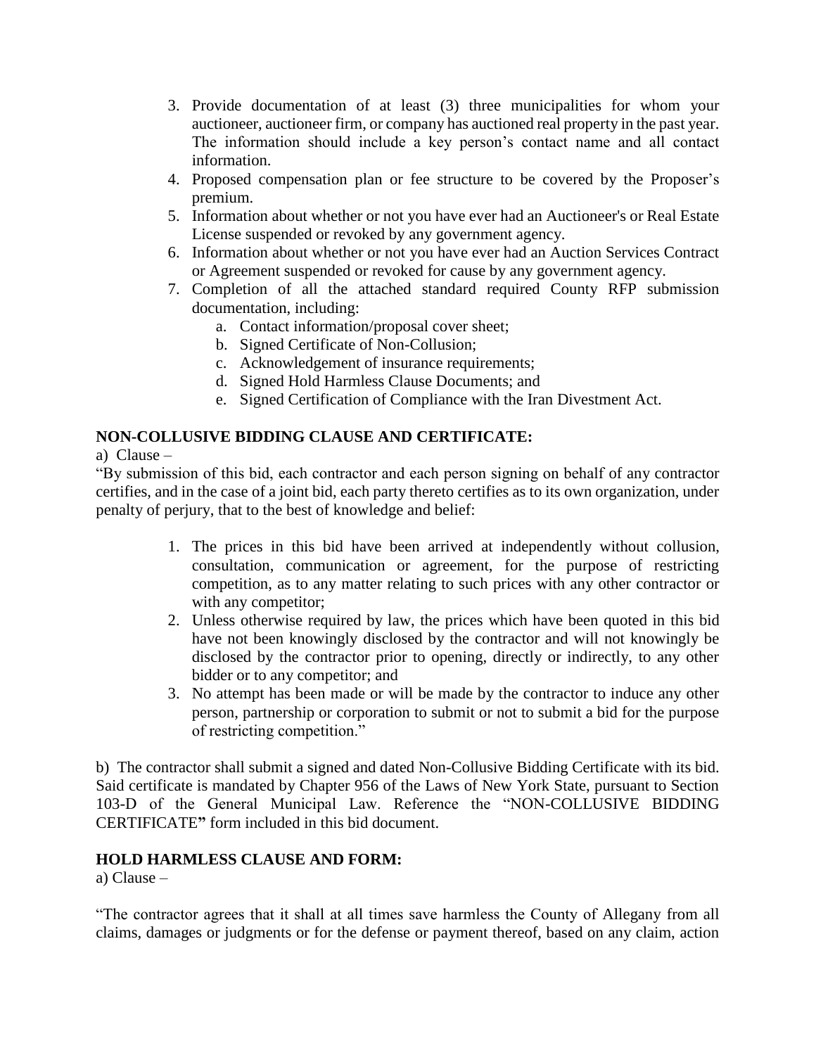3. Provide documentation of at least (3) three municipalities for whom your auctioneer, auctioneer firm, or company has auctioned real property in the past year. The information should include a key person's contact name and all contact information.
4. Proposed compensation plan or fee structure to be covered by the Proposer's premium.
5. Information about whether or not you have ever had an Auctioneer's or Real Estate License suspended or revoked by any government agency.
6. Information about whether or not you have ever had an Auction Services Contract or Agreement suspended or revoked for cause by any government agency.
7. Completion of all the attached standard required County RFP submission documentation, including:
   a. Contact information/proposal cover sheet;
   b. Signed Certificate of Non-Collusion;
   c. Acknowledgement of insurance requirements;
   d. Signed Hold Harmless Clause Documents; and
   e. Signed Certification of Compliance with the Iran Divestment Act.

**NON-COLLUSIVE BIDDING CLAUSE AND CERTIFICATE:**

a) Clause –

"By submission of this bid, each contractor and each person signing on behalf of any contractor certifies, and in the case of a joint bid, each party thereto certifies as to its own organization, under penalty of perjury, that to the best of knowledge and belief:

1. The prices in this bid have been arrived at independently without collusion, consultation, communication or agreement, for the purpose of restricting competition, as to any matter relating to such prices with any other contractor or with any competitor;
2. Unless otherwise required by law, the prices which have been quoted in this bid have not been knowingly disclosed by the contractor and will not knowingly be disclosed by the contractor prior to opening, directly or indirectly, to any other bidder or to any competitor; and
3. No attempt has been made or will be made by the contractor to induce any other person, partnership or corporation to submit or not to submit a bid for the purpose of restricting competition."

b) The contractor shall submit a signed and dated Non-Collusive Bidding Certificate with its bid. Said certificate is mandated by Chapter 956 of the Laws of New York State, pursuant to Section 103-D of the General Municipal Law. Reference the "NON-COLLUSIVE BIDDING CERTIFICATE**"** form included in this bid document.

**HOLD HARMLESS CLAUSE AND FORM:**

a) Clause –

"The contractor agrees that it shall at all times save harmless the County of Allegany from all claims, damages or judgments or for the defense or payment thereof, based on any claim, action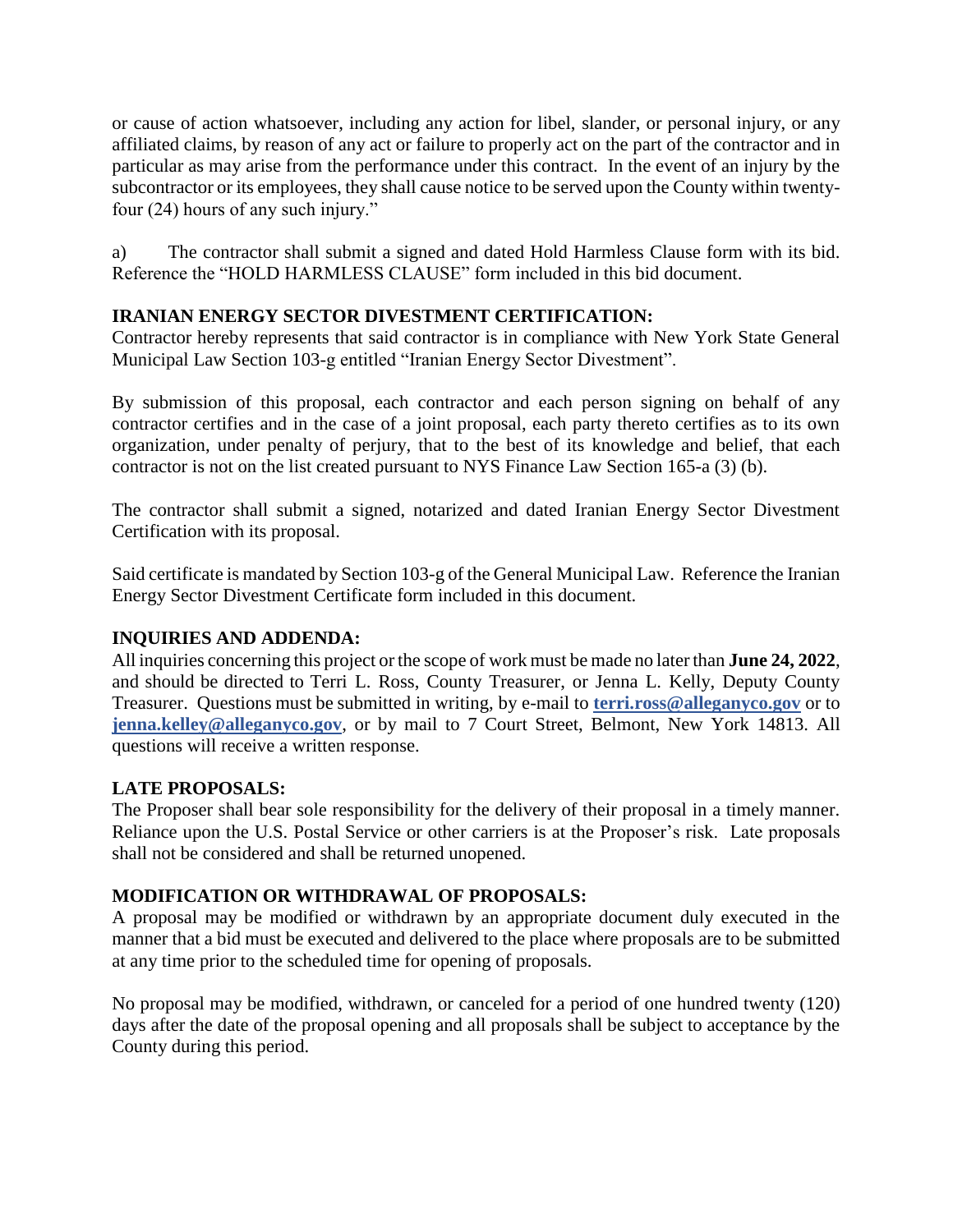or cause of action whatsoever, including any action for libel, slander, or personal injury, or any affiliated claims, by reason of any act or failure to properly act on the part of the contractor and in particular as may arise from the performance under this contract. In the event of an injury by the subcontractor or its employees, they shall cause notice to be served upon the County within twenty-four (24) hours of any such injury."

a) The contractor shall submit a signed and dated Hold Harmless Clause form with its bid. Reference the "HOLD HARMLESS CLAUSE" form included in this bid document.

**IRANIAN ENERGY SECTOR DIVESTMENT CERTIFICATION:**

Contractor hereby represents that said contractor is in compliance with New York State General Municipal Law Section 103-g entitled "Iranian Energy Sector Divestment".

By submission of this proposal, each contractor and each person signing on behalf of any contractor certifies and in the case of a joint proposal, each party thereto certifies as to its own organization, under penalty of perjury, that to the best of its knowledge and belief, that each contractor is not on the list created pursuant to NYS Finance Law Section 165-a (3) (b).

The contractor shall submit a signed, notarized and dated Iranian Energy Sector Divestment Certification with its proposal.

Said certificate is mandated by Section 103-g of the General Municipal Law. Reference the Iranian Energy Sector Divestment Certificate form included in this document.

**INQUIRIES AND ADDENDA:**

All inquiries concerning this project or the scope of work must be made no later than **June 24, 2022**, and should be directed to Terri L. Ross, County Treasurer, or Jenna L. Kelly, Deputy County Treasurer. Questions must be submitted in writing, by e-mail to **terri.ross@alleganyco.gov** or to **jenna.kelley@alleganyco.gov**, or by mail to 7 Court Street, Belmont, New York 14813. All questions will receive a written response.

**LATE PROPOSALS:**

The Proposer shall bear sole responsibility for the delivery of their proposal in a timely manner. Reliance upon the U.S. Postal Service or other carriers is at the Proposer's risk. Late proposals shall not be considered and shall be returned unopened.

**MODIFICATION OR WITHDRAWAL OF PROPOSALS:**

A proposal may be modified or withdrawn by an appropriate document duly executed in the manner that a bid must be executed and delivered to the place where proposals are to be submitted at any time prior to the scheduled time for opening of proposals.

No proposal may be modified, withdrawn, or canceled for a period of one hundred twenty (120) days after the date of the proposal opening and all proposals shall be subject to acceptance by the County during this period.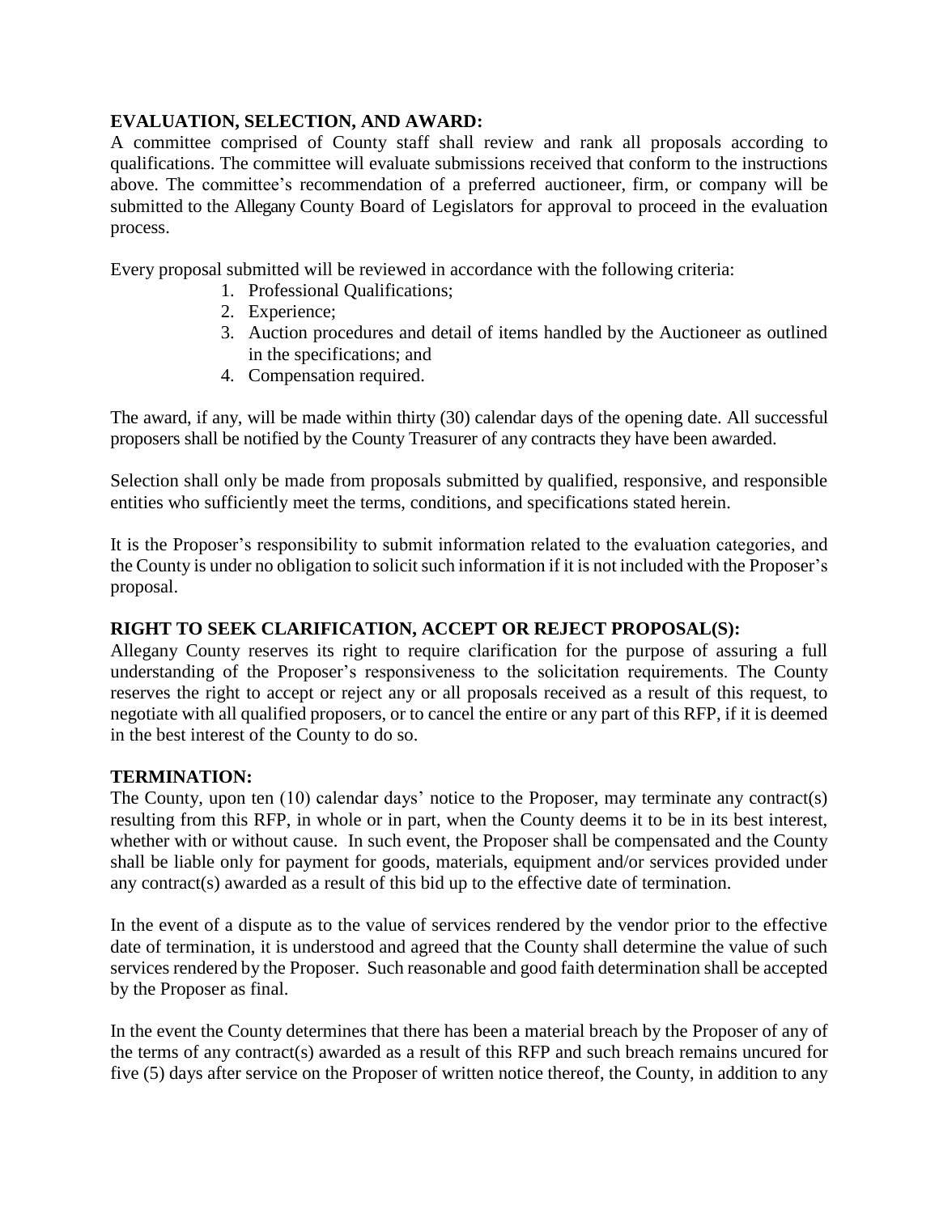**EVALUATION, SELECTION, AND AWARD:**

A committee comprised of County staff shall review and rank all proposals according to qualifications. The committee will evaluate submissions received that conform to the instructions above. The committee's recommendation of a preferred auctioneer, firm, or company will be submitted to the Allegany County Board of Legislators for approval to proceed in the evaluation process.

Every proposal submitted will be reviewed in accordance with the following criteria:

1. Professional Qualifications;
2. Experience;
3. Auction procedures and detail of items handled by the Auctioneer as outlined in the specifications; and
4. Compensation required.

The award, if any, will be made within thirty (30) calendar days of the opening date. All successful proposers shall be notified by the County Treasurer of any contracts they have been awarded.

Selection shall only be made from proposals submitted by qualified, responsive, and responsible entities who sufficiently meet the terms, conditions, and specifications stated herein.

It is the Proposer's responsibility to submit information related to the evaluation categories, and the County is under no obligation to solicit such information if it is not included with the Proposer's proposal.

**RIGHT TO SEEK CLARIFICATION, ACCEPT OR REJECT PROPOSAL(S):**

Allegany County reserves its right to require clarification for the purpose of assuring a full understanding of the Proposer's responsiveness to the solicitation requirements. The County reserves the right to accept or reject any or all proposals received as a result of this request, to negotiate with all qualified proposers, or to cancel the entire or any part of this RFP, if it is deemed in the best interest of the County to do so.

**TERMINATION:**

The County, upon ten (10) calendar days' notice to the Proposer, may terminate any contract(s) resulting from this RFP, in whole or in part, when the County deems it to be in its best interest, whether with or without cause. In such event, the Proposer shall be compensated and the County shall be liable only for payment for goods, materials, equipment and/or services provided under any contract(s) awarded as a result of this bid up to the effective date of termination.

In the event of a dispute as to the value of services rendered by the vendor prior to the effective date of termination, it is understood and agreed that the County shall determine the value of such services rendered by the Proposer. Such reasonable and good faith determination shall be accepted by the Proposer as final.

In the event the County determines that there has been a material breach by the Proposer of any of the terms of any contract(s) awarded as a result of this RFP and such breach remains uncured for five (5) days after service on the Proposer of written notice thereof, the County, in addition to any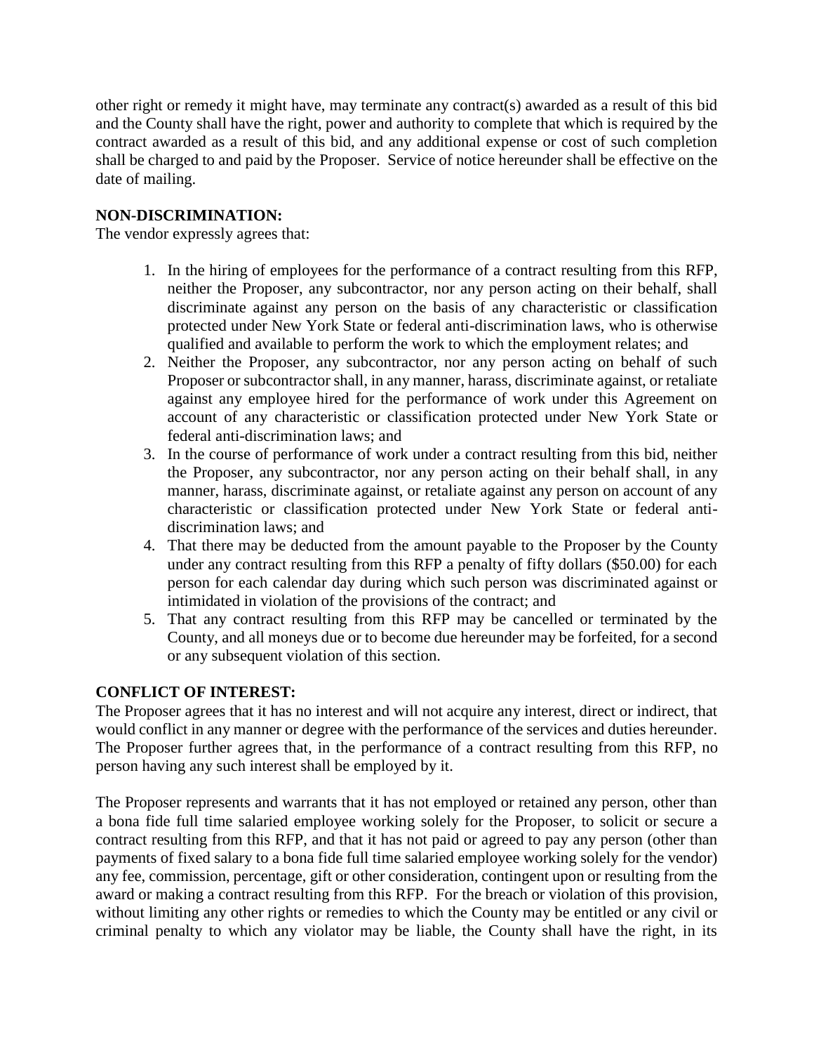other right or remedy it might have, may terminate any contract(s) awarded as a result of this bid and the County shall have the right, power and authority to complete that which is required by the contract awarded as a result of this bid, and any additional expense or cost of such completion shall be charged to and paid by the Proposer. Service of notice hereunder shall be effective on the date of mailing.

**NON-DISCRIMINATION:**

The vendor expressly agrees that:

1. In the hiring of employees for the performance of a contract resulting from this RFP, neither the Proposer, any subcontractor, nor any person acting on their behalf, shall discriminate against any person on the basis of any characteristic or classification protected under New York State or federal anti-discrimination laws, who is otherwise qualified and available to perform the work to which the employment relates; and
2. Neither the Proposer, any subcontractor, nor any person acting on behalf of such Proposer or subcontractor shall, in any manner, harass, discriminate against, or retaliate against any employee hired for the performance of work under this Agreement on account of any characteristic or classification protected under New York State or federal anti-discrimination laws; and
3. In the course of performance of work under a contract resulting from this bid, neither the Proposer, any subcontractor, nor any person acting on their behalf shall, in any manner, harass, discriminate against, or retaliate against any person on account of any characteristic or classification protected under New York State or federal anti-discrimination laws; and
4. That there may be deducted from the amount payable to the Proposer by the County under any contract resulting from this RFP a penalty of fifty dollars ($50.00) for each person for each calendar day during which such person was discriminated against or intimidated in violation of the provisions of the contract; and
5. That any contract resulting from this RFP may be cancelled or terminated by the County, and all moneys due or to become due hereunder may be forfeited, for a second or any subsequent violation of this section.

**CONFLICT OF INTEREST:**

The Proposer agrees that it has no interest and will not acquire any interest, direct or indirect, that would conflict in any manner or degree with the performance of the services and duties hereunder. The Proposer further agrees that, in the performance of a contract resulting from this RFP, no person having any such interest shall be employed by it.

The Proposer represents and warrants that it has not employed or retained any person, other than a bona fide full time salaried employee working solely for the Proposer, to solicit or secure a contract resulting from this RFP, and that it has not paid or agreed to pay any person (other than payments of fixed salary to a bona fide full time salaried employee working solely for the vendor) any fee, commission, percentage, gift or other consideration, contingent upon or resulting from the award or making a contract resulting from this RFP. For the breach or violation of this provision, without limiting any other rights or remedies to which the County may be entitled or any civil or criminal penalty to which any violator may be liable, the County shall have the right, in its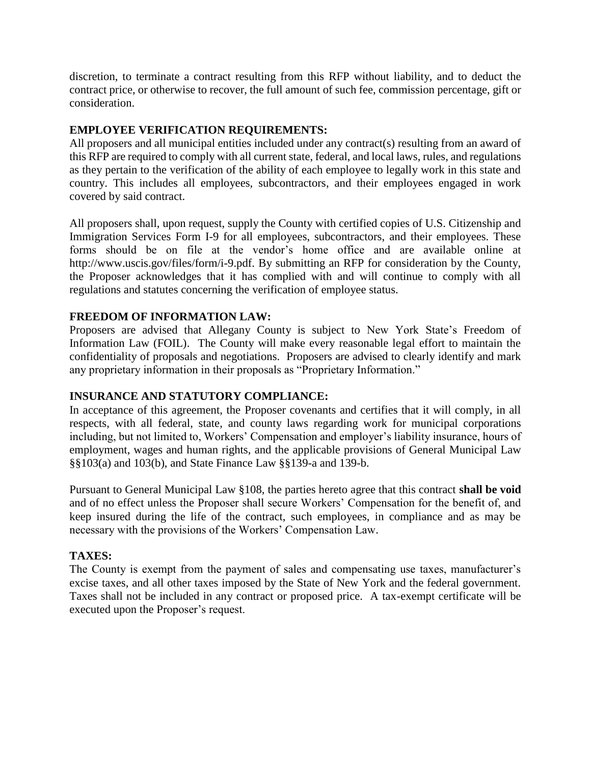discretion, to terminate a contract resulting from this RFP without liability, and to deduct the contract price, or otherwise to recover, the full amount of such fee, commission percentage, gift or consideration.

**EMPLOYEE VERIFICATION REQUIREMENTS:**

All proposers and all municipal entities included under any contract(s) resulting from an award of this RFP are required to comply with all current state, federal, and local laws, rules, and regulations as they pertain to the verification of the ability of each employee to legally work in this state and country. This includes all employees, subcontractors, and their employees engaged in work covered by said contract.

All proposers shall, upon request, supply the County with certified copies of U.S. Citizenship and Immigration Services Form I-9 for all employees, subcontractors, and their employees. These forms should be on file at the vendor's home office and are available online at http://www.uscis.gov/files/form/i-9.pdf. By submitting an RFP for consideration by the County, the Proposer acknowledges that it has complied with and will continue to comply with all regulations and statutes concerning the verification of employee status.

**FREEDOM OF INFORMATION LAW:**

Proposers are advised that Allegany County is subject to New York State's Freedom of Information Law (FOIL). The County will make every reasonable legal effort to maintain the confidentiality of proposals and negotiations. Proposers are advised to clearly identify and mark any proprietary information in their proposals as "Proprietary Information."

**INSURANCE AND STATUTORY COMPLIANCE:**

In acceptance of this agreement, the Proposer covenants and certifies that it will comply, in all respects, with all federal, state, and county laws regarding work for municipal corporations including, but not limited to, Workers' Compensation and employer's liability insurance, hours of employment, wages and human rights, and the applicable provisions of General Municipal Law §§103(a) and 103(b), and State Finance Law §§139-a and 139-b.

Pursuant to General Municipal Law §108, the parties hereto agree that this contract **shall be void** and of no effect unless the Proposer shall secure Workers' Compensation for the benefit of, and keep insured during the life of the contract, such employees, in compliance and as may be necessary with the provisions of the Workers' Compensation Law.

**TAXES:**

The County is exempt from the payment of sales and compensating use taxes, manufacturer's excise taxes, and all other taxes imposed by the State of New York and the federal government. Taxes shall not be included in any contract or proposed price. A tax-exempt certificate will be executed upon the Proposer's request.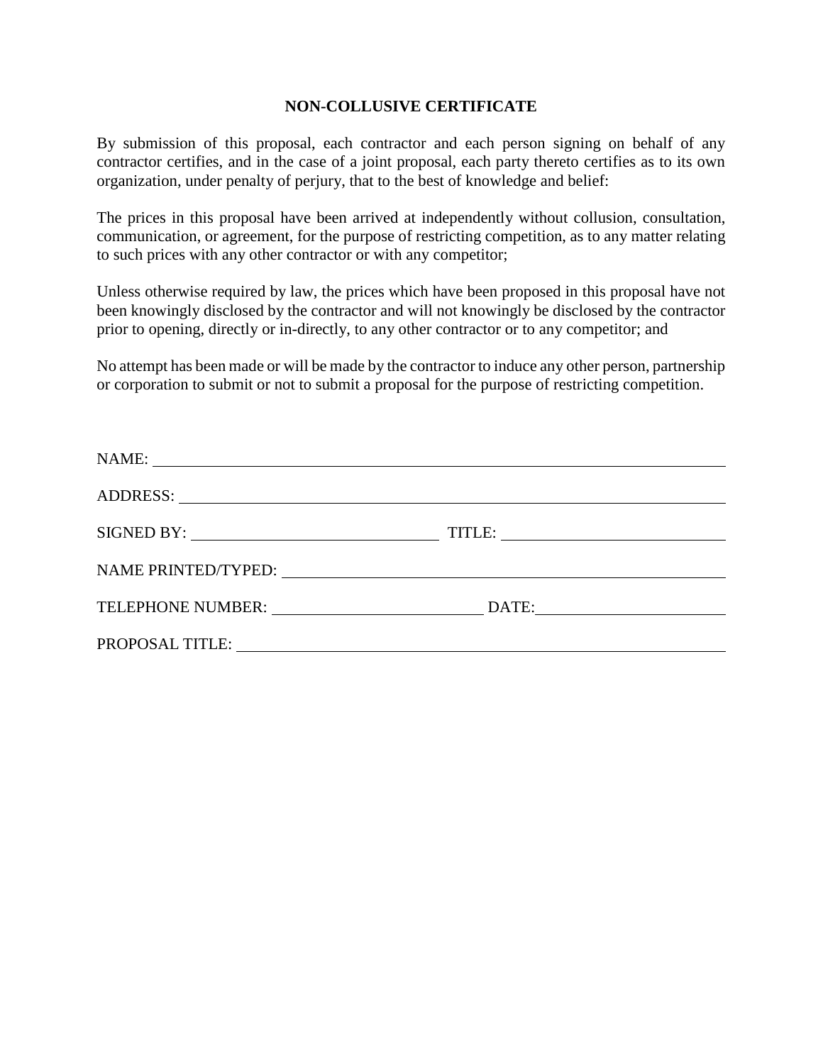## NON-COLLUSIVE CERTIFICATE

By submission of this proposal, each contractor and each person signing on behalf of any contractor certifies, and in the case of a joint proposal, each party thereto certifies as to its own organization, under penalty of perjury, that to the best of knowledge and belief:

The prices in this proposal have been arrived at independently without collusion, consultation, communication, or agreement, for the purpose of restricting competition, as to any matter relating to such prices with any other contractor or with any competitor;

Unless otherwise required by law, the prices which have been proposed in this proposal have not been knowingly disclosed by the contractor and will not knowingly be disclosed by the contractor prior to opening, directly or in-directly, to any other contractor or to any competitor; and

No attempt has been made or will be made by the contractor to induce any other person, partnership or corporation to submit or not to submit a proposal for the purpose of restricting competition.

NAME: ______________________________________________________________

ADDRESS: ___________________________________________________________

SIGNED BY: ____________________________ TITLE: _________________________

NAME PRINTED/TYPED: ________________________________________________

TELEPHONE NUMBER: _______________________ DATE: ____________________

PROPOSAL TITLE: ______________________________________________________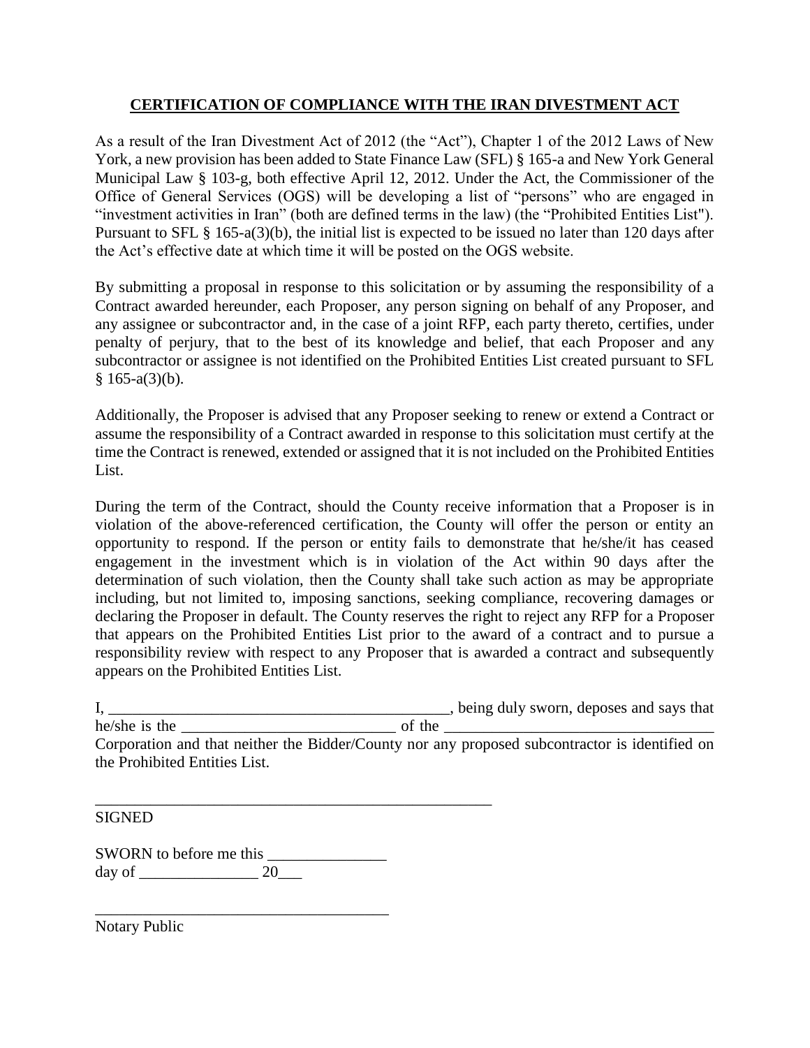## CERTIFICATION OF COMPLIANCE WITH THE IRAN DIVESTMENT ACT

As a result of the Iran Divestment Act of 2012 (the "Act"), Chapter 1 of the 2012 Laws of New York, a new provision has been added to State Finance Law (SFL) § 165-a and New York General Municipal Law § 103-g, both effective April 12, 2012. Under the Act, the Commissioner of the Office of General Services (OGS) will be developing a list of "persons" who are engaged in "investment activities in Iran" (both are defined terms in the law) (the "Prohibited Entities List"). Pursuant to SFL § 165-a(3)(b), the initial list is expected to be issued no later than 120 days after the Act's effective date at which time it will be posted on the OGS website.

By submitting a proposal in response to this solicitation or by assuming the responsibility of a Contract awarded hereunder, each Proposer, any person signing on behalf of any Proposer, and any assignee or subcontractor and, in the case of a joint RFP, each party thereto, certifies, under penalty of perjury, that to the best of its knowledge and belief, that each Proposer and any subcontractor or assignee is not identified on the Prohibited Entities List created pursuant to SFL § 165-a(3)(b).

Additionally, the Proposer is advised that any Proposer seeking to renew or extend a Contract or assume the responsibility of a Contract awarded in response to this solicitation must certify at the time the Contract is renewed, extended or assigned that it is not included on the Prohibited Entities List.

During the term of the Contract, should the County receive information that a Proposer is in violation of the above-referenced certification, the County will offer the person or entity an opportunity to respond. If the person or entity fails to demonstrate that he/she/it has ceased engagement in the investment which is in violation of the Act within 90 days after the determination of such violation, then the County shall take such action as may be appropriate including, but not limited to, imposing sanctions, seeking compliance, recovering damages or declaring the Proposer in default. The County reserves the right to reject any RFP for a Proposer that appears on the Prohibited Entities List prior to the award of a contract and to pursue a responsibility review with respect to any Proposer that is awarded a contract and subsequently appears on the Prohibited Entities List.

I, ____________________________________________, being duly sworn, deposes and says that he/she is the ____________________________ of the __________________________________ Corporation and that neither the Bidder/County nor any proposed subcontractor is identified on the Prohibited Entities List.

____________________________________________________

SIGNED

SWORN to before me this _______________ day of _______________ 20___

______________________________________

Notary Public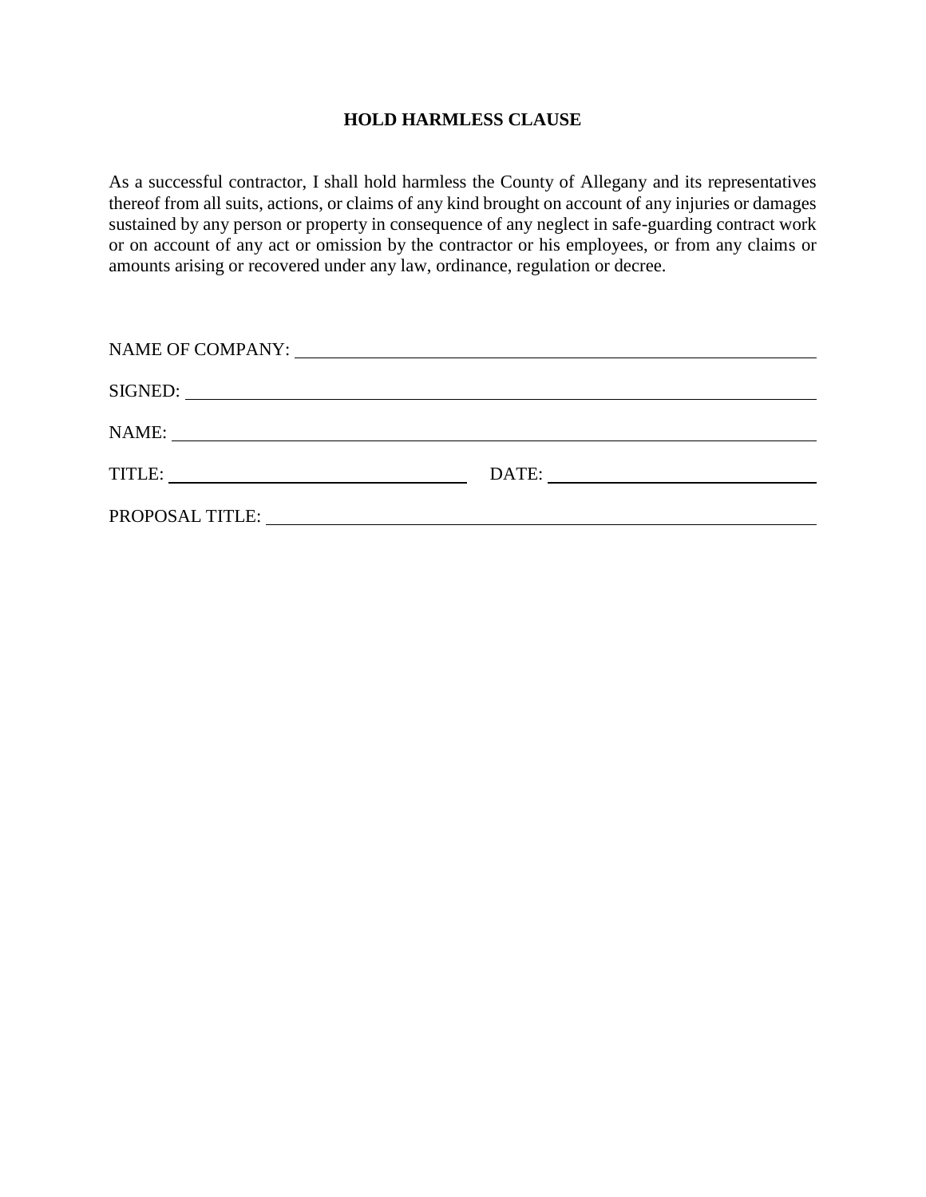# HOLD HARMLESS CLAUSE

As a successful contractor, I shall hold harmless the County of Allegany and its representatives thereof from all suits, actions, or claims of any kind brought on account of any injuries or damages sustained by any person or property in consequence of any neglect in safe-guarding contract work or on account of any act or omission by the contractor or his employees, or from any claims or amounts arising or recovered under any law, ordinance, regulation or decree.

NAME OF COMPANY: ______________________________________________

SIGNED: ______________________________________________

NAME: ______________________________________________

TITLE: ______________________ DATE: ______________________

PROPOSAL TITLE: ______________________________________________